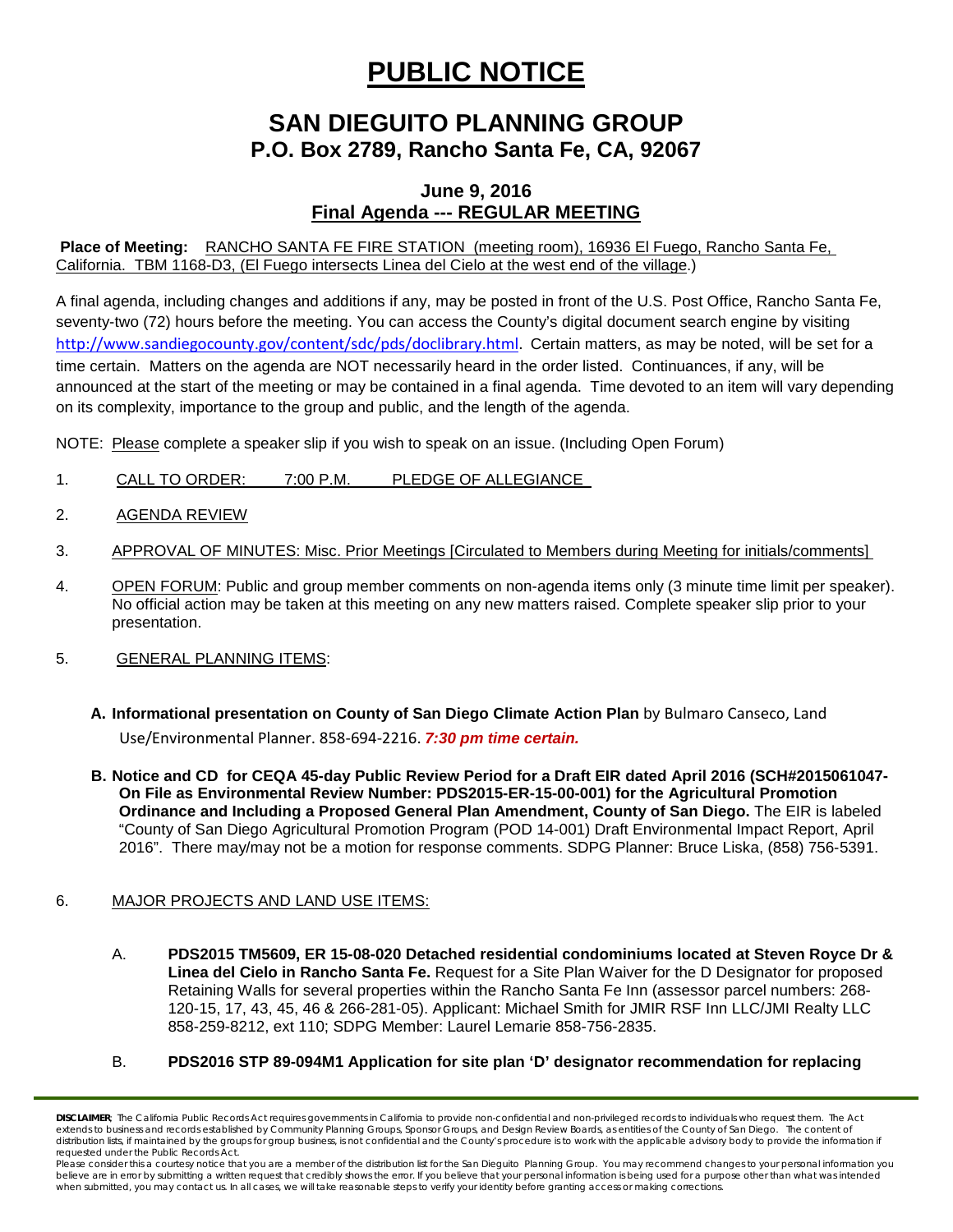# PUBLIC NOTICE

## SAN DIEGUITO PLANNING GROUP
## P.O. Box 2789, Rancho Santa Fe, CA, 92067

### June 9, 2016
### Final Agenda --- REGULAR MEETING

**Place of Meeting:** RANCHO SANTA FE FIRE STATION (meeting room), 16936 El Fuego, Rancho Santa Fe, California. TBM 1168-D3, (El Fuego intersects Linea del Cielo at the west end of the village.)

A final agenda, including changes and additions if any, may be posted in front of the U.S. Post Office, Rancho Santa Fe, seventy-two (72) hours before the meeting. You can access the County's digital document search engine by visiting http://www.sandiegocounty.gov/content/sdc/pds/doclibrary.html. Certain matters, as may be noted, will be set for a time certain. Matters on the agenda are NOT necessarily heard in the order listed. Continuances, if any, will be announced at the start of the meeting or may be contained in a final agenda. Time devoted to an item will vary depending on its complexity, importance to the group and public, and the length of the agenda.

NOTE: Please complete a speaker slip if you wish to speak on an issue. (Including Open Forum)

1. CALL TO ORDER: 7:00 P.M. PLEDGE OF ALLEGIANCE

2. AGENDA REVIEW

3. APPROVAL OF MINUTES: Misc. Prior Meetings [Circulated to Members during Meeting for initials/comments]

4. OPEN FORUM: Public and group member comments on non-agenda items only (3 minute time limit per speaker). No official action may be taken at this meeting on any new matters raised. Complete speaker slip prior to your presentation.

5. GENERAL PLANNING ITEMS:

   A. **Informational presentation on County of San Diego Climate Action Plan** by Bulmaro Canseco, Land Use/Environmental Planner. 858-694-2216. ***7:30 pm time certain.***

   B. **Notice and CD for CEQA 45-day Public Review Period for a Draft EIR dated April 2016 (SCH#2015061047- On File as Environmental Review Number: PDS2015-ER-15-00-001) for the Agricultural Promotion Ordinance and Including a Proposed General Plan Amendment, County of San Diego.** The EIR is labeled "County of San Diego Agricultural Promotion Program (POD 14-001) Draft Environmental Impact Report, April 2016". There may/may not be a motion for response comments. SDPG Planner: Bruce Liska, (858) 756-5391.

6. MAJOR PROJECTS AND LAND USE ITEMS:

   A. **PDS2015 TM5609, ER 15-08-020 Detached residential condominiums located at Steven Royce Dr & Linea del Cielo in Rancho Santa Fe.** Request for a Site Plan Waiver for the D Designator for proposed Retaining Walls for several properties within the Rancho Santa Fe Inn (assessor parcel numbers: 268-120-15, 17, 43, 45, 46 & 266-281-05). Applicant: Michael Smith for JMIR RSF Inn LLC/JMI Realty LLC 858-259-8212, ext 110; SDPG Member: Laurel Lemarie 858-756-2835.

   B. **PDS2016 STP 89-094M1 Application for site plan 'D' designator recommendation for replacing**

---

**DISCLAIMER**: The California Public Records Act requires governments in California to provide non-confidential and non-privileged records to individuals who request them. The Act extends to business and records established by Community Planning Groups, Sponsor Groups, and Design Review Boards, as entities of the County of San Diego. The content of distribution lists, if maintained by the groups for group business, is not confidential and the County's procedure is to work with the applicable advisory body to provide the information if requested under the Public Records Act.

Please consider this a courtesy notice that you are a member of the distribution list for the San Dieguito Planning Group. You may recommend changes to your personal information you believe are in error by submitting a written request that credibly shows the error. If you believe that your personal information is being used for a purpose other than what was intended when submitted, you may contact us. In all cases, we will take reasonable steps to verify your identity before granting access or making corrections.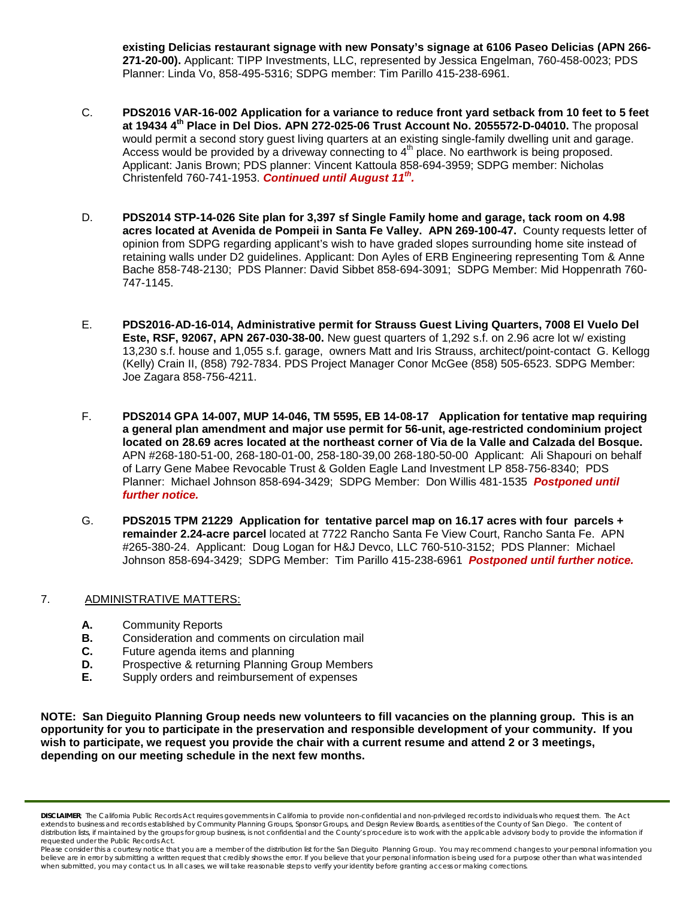**existing Delicias restaurant signage with new Ponsaty's signage at 6106 Paseo Delicias (APN 266-271-20-00).** Applicant: TIPP Investments, LLC, represented by Jessica Engelman, 760-458-0023; PDS Planner: Linda Vo, 858-495-5316; SDPG member: Tim Parillo 415-238-6961.

C. **PDS2016 VAR-16-002 Application for a variance to reduce front yard setback from 10 feet to 5 feet at 19434 4th Place in Del Dios. APN 272-025-06 Trust Account No. 2055572-D-04010.** The proposal would permit a second story guest living quarters at an existing single-family dwelling unit and garage. Access would be provided by a driveway connecting to 4th place. No earthwork is being proposed. Applicant: Janis Brown; PDS planner: Vincent Kattoula 858-694-3959; SDPG member: Nicholas Christenfeld 760-741-1953. ***Continued until August 11th.***

D. **PDS2014 STP-14-026 Site plan for 3,397 sf Single Family home and garage, tack room on 4.98 acres located at Avenida de Pompeii in Santa Fe Valley. APN 269-100-47.** County requests letter of opinion from SDPG regarding applicant's wish to have graded slopes surrounding home site instead of retaining walls under D2 guidelines. Applicant: Don Ayles of ERB Engineering representing Tom & Anne Bache 858-748-2130; PDS Planner: David Sibbet 858-694-3091; SDPG Member: Mid Hoppenrath 760-747-1145.

E. **PDS2016-AD-16-014, Administrative permit for Strauss Guest Living Quarters, 7008 El Vuelo Del Este, RSF, 92067, APN 267-030-38-00.** New guest quarters of 1,292 s.f. on 2.96 acre lot w/ existing 13,230 s.f. house and 1,055 s.f. garage, owners Matt and Iris Strauss, architect/point-contact G. Kellogg (Kelly) Crain II, (858) 792-7834. PDS Project Manager Conor McGee (858) 505-6523. SDPG Member: Joe Zagara 858-756-4211.

F. **PDS2014 GPA 14-007, MUP 14-046, TM 5595, EB 14-08-17 Application for tentative map requiring a general plan amendment and major use permit for 56-unit, age-restricted condominium project located on 28.69 acres located at the northeast corner of Via de la Valle and Calzada del Bosque.** APN #268-180-51-00, 268-180-01-00, 258-180-39,00 268-180-50-00 Applicant: Ali Shapouri on behalf of Larry Gene Mabee Revocable Trust & Golden Eagle Land Investment LP 858-756-8340; PDS Planner: Michael Johnson 858-694-3429; SDPG Member: Don Willis 481-1535 ***Postponed until further notice.***

G. **PDS2015 TPM 21229 Application for tentative parcel map on 16.17 acres with four parcels + remainder 2.24-acre parcel** located at 7722 Rancho Santa Fe View Court, Rancho Santa Fe. APN #265-380-24. Applicant: Doug Logan for H&J Devco, LLC 760-510-3152; PDS Planner: Michael Johnson 858-694-3429; SDPG Member: Tim Parillo 415-238-6961 ***Postponed until further notice.***

7. ADMINISTRATIVE MATTERS:

- **A.** Community Reports
- **B.** Consideration and comments on circulation mail
- **C.** Future agenda items and planning
- **D.** Prospective & returning Planning Group Members
- **E.** Supply orders and reimbursement of expenses

**NOTE: San Dieguito Planning Group needs new volunteers to fill vacancies on the planning group. This is an opportunity for you to participate in the preservation and responsible development of your community. If you wish to participate, we request you provide the chair with a current resume and attend 2 or 3 meetings, depending on our meeting schedule in the next few months.**

**DISCLAIMER**: The California Public Records Act requires governments in California to provide non-confidential and non-privileged records to individuals who request them. The Act extends to business and records established by Community Planning Groups, Sponsor Groups, and Design Review Boards, as entities of the County of San Diego. The content of distribution lists, if maintained by the groups for group business, is not confidential and the County's procedure is to work with the applicable advisory body to provide the information if requested under the Public Records Act.
Please consider this a courtesy notice that you are a member of the distribution list for the San Dieguito Planning Group. You may recommend changes to your personal information you believe are in error by submitting a written request that credibly shows the error. If you believe that your personal information is being used for a purpose other than what was intended when submitted, you may contact us. In all cases, we will take reasonable steps to verify your identity before granting access or making corrections.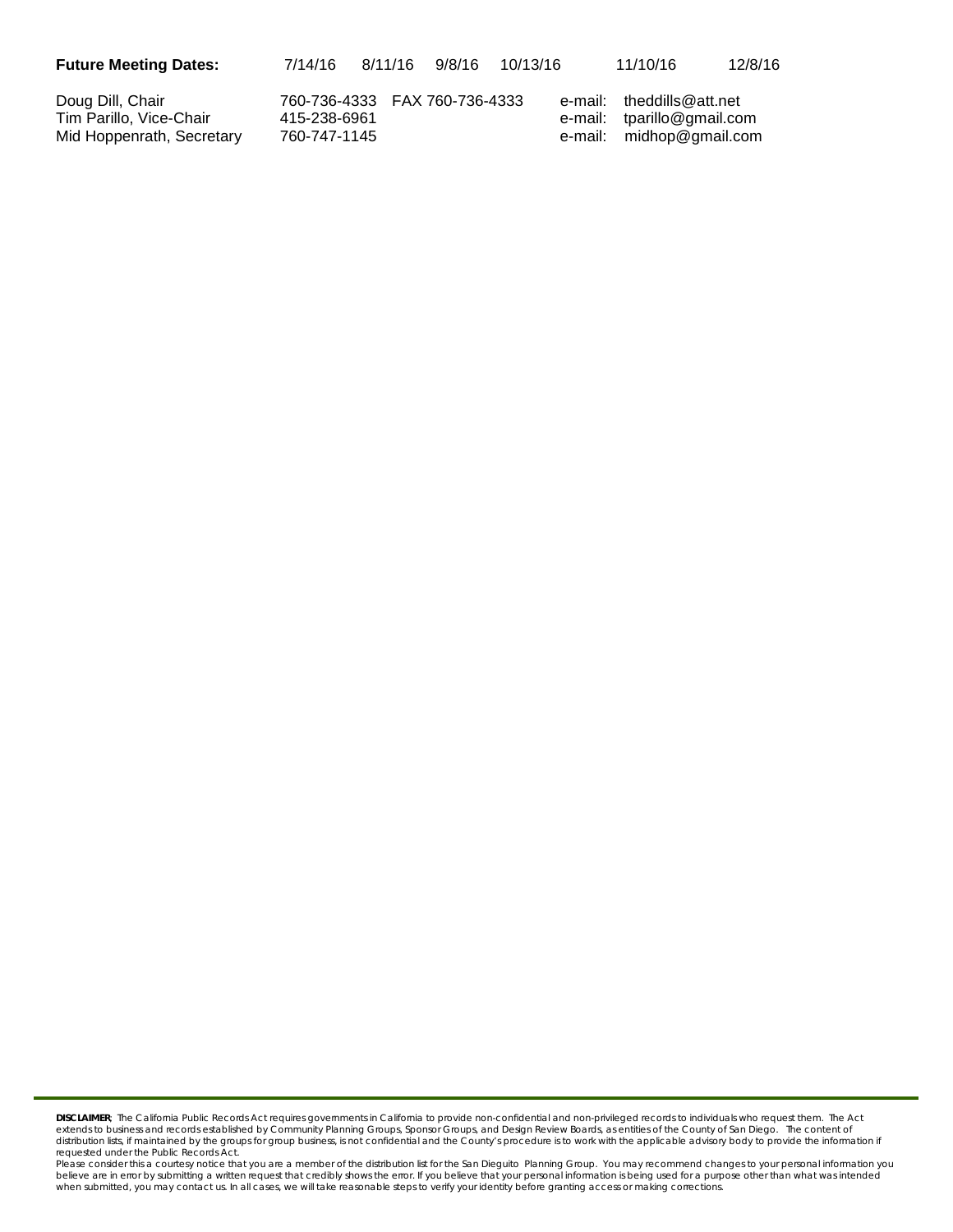**Future Meeting Dates:** 7/14/16 8/11/16 9/8/16 10/13/16 11/10/16 12/8/16

| | | | |
|---|---|---|---|
| Doug Dill, Chair | 760-736-4333 | FAX 760-736-4333 | e-mail: theddills@att.net |
| Tim Parillo, Vice-Chair | 415-238-6961 | | e-mail: tparillo@gmail.com |
| Mid Hoppenrath, Secretary | 760-747-1145 | | e-mail: midhop@gmail.com |

**DISCLAIMER**; The California Public Records Act requires governments in California to provide non-confidential and non-privileged records to individuals who request them. The Act extends to business and records established by Community Planning Groups, Sponsor Groups, and Design Review Boards, as entities of the County of San Diego. The content of distribution lists, if maintained by the groups for group business, is not confidential and the County's procedure is to work with the applicable advisory body to provide the information if requested under the Public Records Act.

Please consider this a courtesy notice that you are a member of the distribution list for the San Dieguito Planning Group. You may recommend changes to your personal information you believe are in error by submitting a written request that credibly shows the error. If you believe that your personal information is being used for a purpose other than what was intended when submitted, you may contact us. In all cases, we will take reasonable steps to verify your identity before granting access or making corrections.